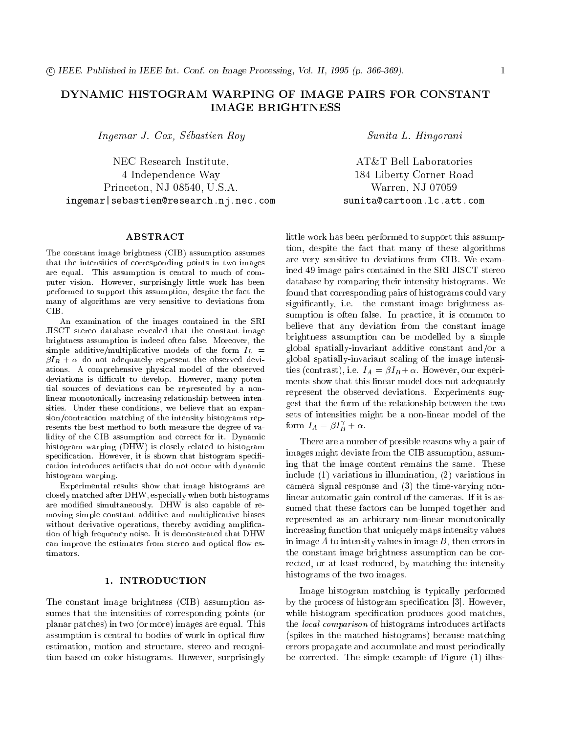# DYNAMIC HISTOGRAM WARPING OF IMAGE PAIRS FOR CONSTANT IMAGE BRIGHTNESS

*Ingemar J. Cox, Sébastien Roy*

NEC Research Institute,
4 Independence Way
Princeton, NJ 08540, U.S.A.
ingemar|sebastien@research.nj.nec.com

*Sunita L. Hingorani*

AT&T Bell Laboratories
184 Liberty Corner Road
Warren, NJ 07059
sunita@cartoon.lc.att.com

## ABSTRACT

The constant image brightness (CIB) assumption assumes that the intensities of corresponding points in two images are equal. This assumption is central to much of computer vision. However, surprisingly little work has been performed to support this assumption, despite the fact the many of algorithms are very sensitive to deviations from CIB.

An examination of the images contained in the SRI JISCT stereo database revealed that the constant image brightness assumption is indeed often false. Moreover, the simple additive/multiplicative models of the form $I_L = \beta I_R + \alpha$ do not adequately represent the observed deviations. A comprehensive physical model of the observed deviations is difficult to develop. However, many potential sources of deviations can be represented by a non-linear monotonically increasing relationship between intensities. Under these conditions, we believe that an expansion/contraction matching of the intensity histograms represents the best method to both measure the degree of validity of the CIB assumption and correct for it. Dynamic histogram warping (DHW) is closely related to histogram specification. However, it is shown that histogram specification introduces artifacts that do not occur with dynamic histogram warping.

Experimental results show that image histograms are closely matched after DHW, especially when both histograms are modified simultaneously. DHW is also capable of removing simple constant additive and multiplicative biases without derivative operations, thereby avoiding amplification of high frequency noise. It is demonstrated that DHW can improve the estimates from stereo and optical flow estimators.

## 1. INTRODUCTION

The constant image brightness (CIB) assumption assumes that the intensities of corresponding points (or planar patches) in two (or more) images are equal. This assumption is central to bodies of work in optical flow estimation, motion and structure, stereo and recognition based on color histograms. However, surprisingly little work has been performed to support this assumption, despite the fact that many of these algorithms are very sensitive to deviations from CIB. We examined 49 image pairs contained in the SRI JISCT stereo database by comparing their intensity histograms. We found that corresponding pairs of histograms could vary significantly, i.e. the constant image brightness assumption is often false. In practice, it is common to believe that any deviation from the constant image brightness assumption can be modelled by a simple global spatially-invariant additive constant and/or a global spatially-invariant scaling of the image intensities (contrast), i.e. $I_A = \beta I_B + \alpha$. However, our experiments show that this linear model does not adequately represent the observed deviations. Experiments suggest that the form of the relationship between the two sets of intensities might be a non-linear model of the form $I_A = \beta I_B^{\gamma} + \alpha$.

There are a number of possible reasons why a pair of images might deviate from the CIB assumption, assuming that the image content remains the same. These include (1) variations in illumination, (2) variations in camera signal response and (3) the time-varying non-linear automatic gain control of the cameras. If it is assumed that these factors can be lumped together and represented as an arbitrary non-linear monotonically increasing function that uniquely maps intensity values in image $A$ to intensity values in image $B$, then errors in the constant image brightness assumption can be corrected, or at least reduced, by matching the intensity histograms of the two images.

Image histogram matching is typically performed by the process of histogram specification [3]. However, while histogram specification produces good matches, the *local comparison* of histograms introduces artifacts (spikes in the matched histograms) because matching errors propagate and accumulate and must periodically be corrected. The simple example of Figure (1) illus-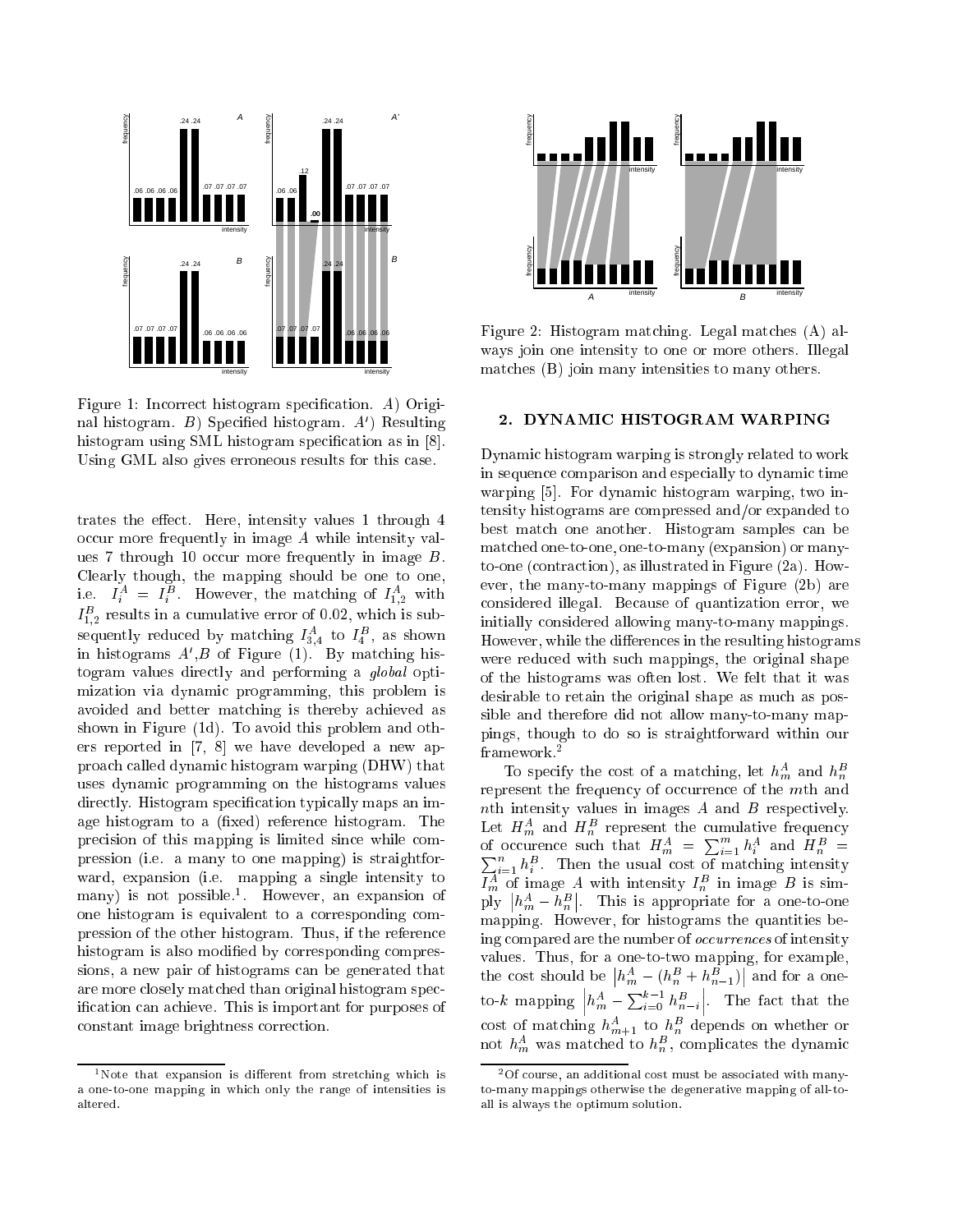Figure 1: Incorrect histogram specification. *A*) Original histogram. *B*) Specified histogram. *A'*) Resulting histogram using SML histogram specification as in [8]. Using GML also gives erroneous results for this case.

trates the effect. Here, intensity values 1 through 4 occur more frequently in image $A$ while intensity values 7 through 10 occur more frequently in image $B$. Clearly though, the mapping should be one to one, i.e. $I_i^A = I_i^B$. However, the matching of $I_{1,2}^A$ with $I_{1,2}^B$ results in a cumulative error of 0.02, which is subsequently reduced by matching $I_{3,4}^A$ to $I_4^B$, as shown in histograms $A'$,$B$ of Figure (1). By matching histogram values directly and performing a *global* optimization via dynamic programming, this problem is avoided and better matching is thereby achieved as shown in Figure (1d). To avoid this problem and others reported in [7, 8] we have developed a new approach called dynamic histogram warping (DHW) that uses dynamic programming on the histograms values directly. Histogram specification typically maps an image histogram to a (fixed) reference histogram. The precision of this mapping is limited since while compression (i.e. a many to one mapping) is straightforward, expansion (i.e. mapping a single intensity to many) is not possible.[1]. However, an expansion of one histogram is equivalent to a corresponding compression of the other histogram. Thus, if the reference histogram is also modified by corresponding compressions, a new pair of histograms can be generated that are more closely matched than original histogram specification can achieve. This is important for purposes of constant image brightness correction.

[1]Note that expansion is different from stretching which is a one-to-one mapping in which only the range of intensities is altered.

Figure 2: Histogram matching. Legal matches (A) always join one intensity to one or more others. Illegal matches (B) join many intensities to many others.

## 2. DYNAMIC HISTOGRAM WARPING

Dynamic histogram warping is strongly related to work in sequence comparison and especially to dynamic time warping [5]. For dynamic histogram warping, two intensity histograms are compressed and/or expanded to best match one another. Histogram samples can be matched one-to-one, one-to-many (expansion) or many-to-one (contraction), as illustrated in Figure (2a). However, the many-to-many mappings of Figure (2b) are considered illegal. Because of quantization error, we initially considered allowing many-to-many mappings. However, while the differences in the resulting histograms were reduced with such mappings, the original shape of the histograms was often lost. We felt that it was desirable to retain the original shape as much as possible and therefore did not allow many-to-many mappings, though to do so is straightforward within our framework.[2]

To specify the cost of a matching, let $h_m^A$ and $h_n^B$ represent the frequency of occurrence of the $m$th and $n$th intensity values in images $A$ and $B$ respectively. Let $H_m^A$ and $H_n^B$ represent the cumulative frequency of occurence such that $H_m^A = \sum_{i=1}^{m} h_i^A$ and $H_n^B = \sum_{i=1}^{n} h_i^B$. Then the usual cost of matching intensity $I_m^A$ of image $A$ with intensity $I_n^B$ in image $B$ is simply $\left|h_m^A - h_n^B\right|$. This is appropriate for a one-to-one mapping. However, for histograms the quantities being compared are the number of *occurrences* of intensity values. Thus, for a one-to-two mapping, for example, the cost should be $\left|h_m^A - (h_n^B + h_{n-1}^B)\right|$ and for a one-to-$k$ mapping $\left|h_m^A - \sum_{i=0}^{k-1} h_{n-i}^B\right|$. The fact that the cost of matching $h_{m+1}^A$ to $h_n^B$ depends on whether or not $h_m^A$ was matched to $h_n^B$, complicates the dynamic

[2]Of course, an additional cost must be associated with many-to-many mappings otherwise the degenerative mapping of all-to-all is always the optimum solution.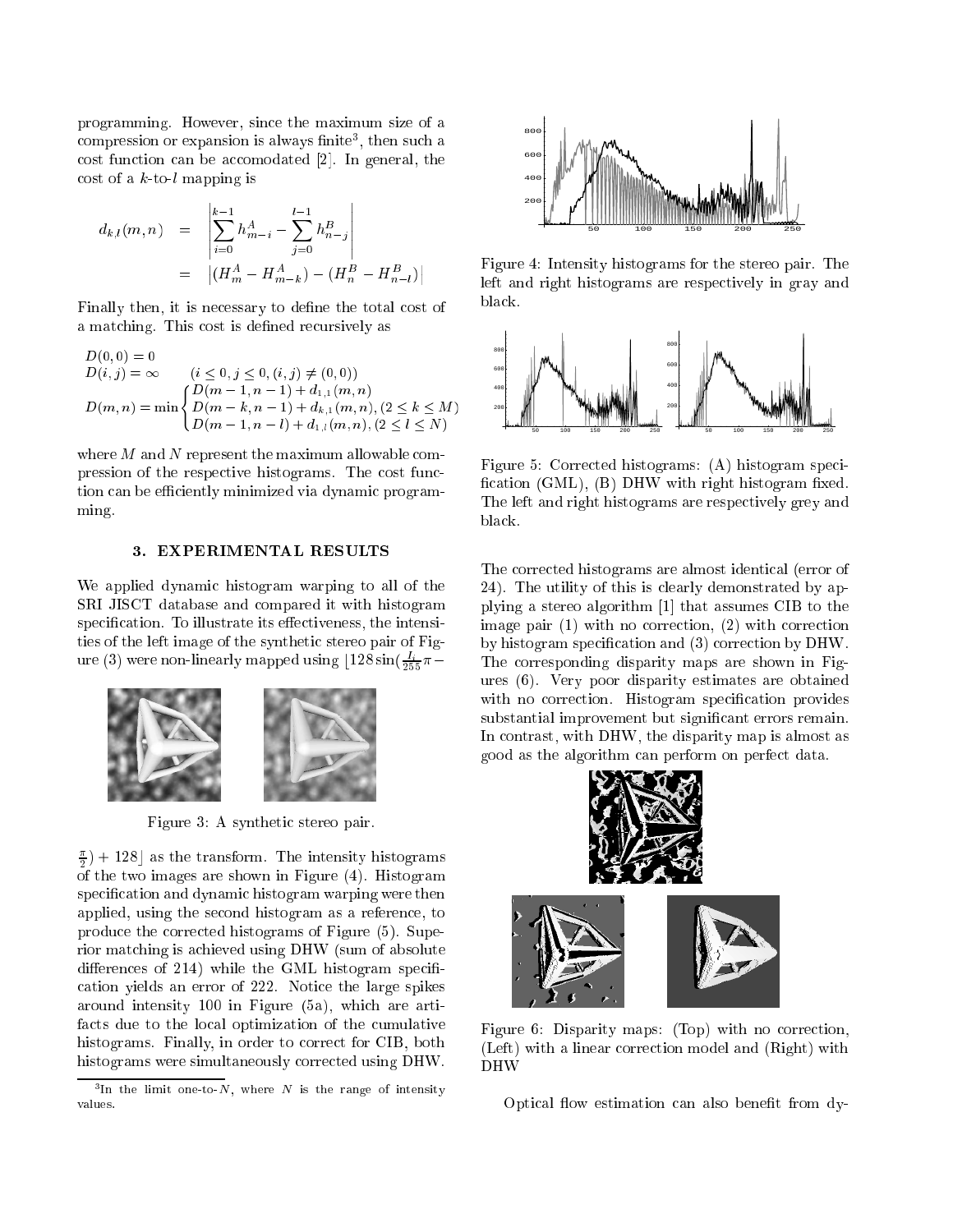programming. However, since the maximum size of a compression or expansion is always finite[3], then such a cost function can be accomodated [2]. In general, the cost of a $k$-to-$l$ mapping is

$$
\begin{aligned}
d_{k,l}(m,n) &= \left| \sum_{i=0}^{k-1} h^A_{m-i} - \sum_{j=0}^{l-1} h^B_{n-j} \right| \\
&= \left| (H^A_m - H^A_{m-k}) - (H^B_n - H^B_{n-l}) \right|
\end{aligned}
$$

Finally then, it is necessary to define the total cost of a matching. This cost is defined recursively as

$$
\begin{aligned}
&D(0,0) = 0 \\
&D(i,j) = \infty \qquad (i \leq 0, j \leq 0, (i,j) \neq (0,0)) \\
&D(m,n) = \min \begin{cases} D(m-1,n-1) + d_{1,1}(m,n) \\ D(m-k,n-1) + d_{k,1}(m,n), (2 \leq k \leq M) \\ D(m-1,n-l) + d_{1,l}(m,n), (2 \leq l \leq N) \end{cases}
\end{aligned}
$$

where $M$ and $N$ represent the maximum allowable compression of the respective histograms. The cost function can be efficiently minimized via dynamic programming.

## 3. EXPERIMENTAL RESULTS

We applied dynamic histogram warping to all of the SRI JISCT database and compared it with histogram specification. To illustrate its effectiveness, the intensities of the left image of the synthetic stereo pair of Figure (3) were non-linearly mapped using $\lfloor 128 \sin(\frac{I_i}{255}\pi - \frac{\pi}{2}) + 128 \rfloor$ as the transform. The intensity histograms of the two images are shown in Figure (4). Histogram specification and dynamic histogram warping were then applied, using the second histogram as a reference, to produce the corrected histograms of Figure (5). Superior matching is achieved using DHW (sum of absolute differences of 214) while the GML histogram specification yields an error of 222. Notice the large spikes around intensity 100 in Figure (5a), which are artifacts due to the local optimization of the cumulative histograms. Finally, in order to correct for CIB, both histograms were simultaneously corrected using DHW.

Figure 3: A synthetic stereo pair.

Figure 4: Intensity histograms for the stereo pair. The left and right histograms are respectively in gray and black.

Figure 5: Corrected histograms: (A) histogram specification (GML), (B) DHW with right histogram fixed. The left and right histograms are respectively grey and black.

The corrected histograms are almost identical (error of 24). The utility of this is clearly demonstrated by applying a stereo algorithm [1] that assumes CIB to the image pair (1) with no correction, (2) with correction by histogram specification and (3) correction by DHW. The corresponding disparity maps are shown in Figures (6). Very poor disparity estimates are obtained with no correction. Histogram specification provides substantial improvement but significant errors remain. In contrast, with DHW, the disparity map is almost as good as the algorithm can perform on perfect data.

Figure 6: Disparity maps: (Top) with no correction, (Left) with a linear correction model and (Right) with DHW

Optical flow estimation can also benefit from dy-

[3] In the limit one-to-$N$, where $N$ is the range of intensity values.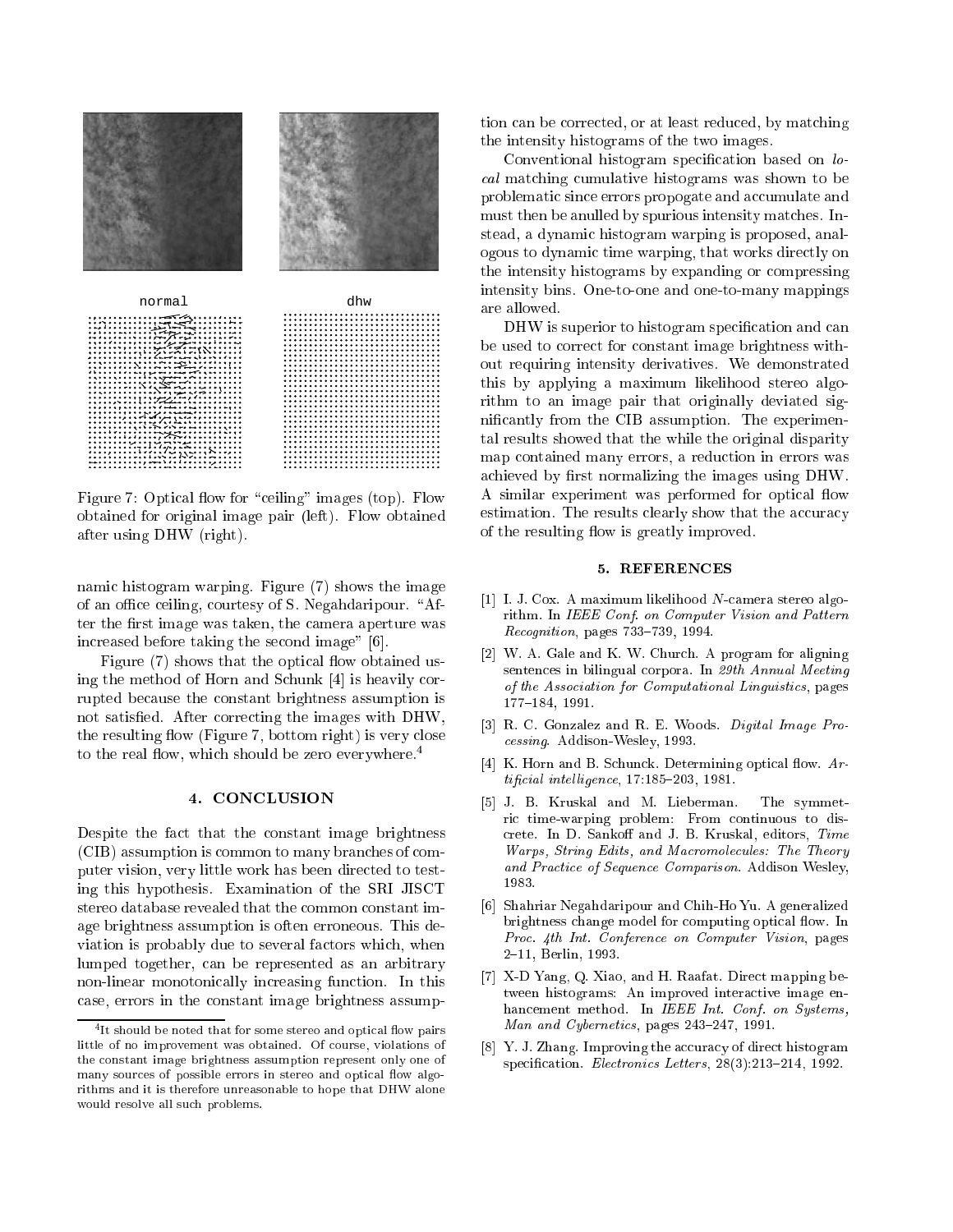normal

dhw

Figure 7: Optical flow for "ceiling" images (top). Flow obtained for original image pair (left). Flow obtained after using DHW (right).

namic histogram warping. Figure (7) shows the image of an office ceiling, courtesy of S. Negahdaripour. "After the first image was taken, the camera aperture was increased before taking the second image" [6].

Figure (7) shows that the optical flow obtained using the method of Horn and Schunk [4] is heavily corrupted because the constant brightness assumption is not satisfied. After correcting the images with DHW, the resulting flow (Figure 7, bottom right) is very close to the real flow, which should be zero everywhere.[4]

## 4. CONCLUSION

Despite the fact that the constant image brightness (CIB) assumption is common to many branches of computer vision, very little work has been directed to testing this hypothesis. Examination of the SRI JISCT stereo database revealed that the common constant image brightness assumption is often erroneous. This deviation is probably due to several factors which, when lumped together, can be represented as an arbitrary non-linear monotonically increasing function. In this case, errors in the constant image brightness assumption can be corrected, or at least reduced, by matching the intensity histograms of the two images.

Conventional histogram specification based on *local* matching cumulative histograms was shown to be problematic since errors propogate and accumulate and must then be anulled by spurious intensity matches. Instead, a dynamic histogram warping is proposed, analogous to dynamic time warping, that works directly on the intensity histograms by expanding or compressing intensity bins. One-to-one and one-to-many mappings are allowed.

DHW is superior to histogram specification and can be used to correct for constant image brightness without requiring intensity derivatives. We demonstrated this by applying a maximum likelihood stereo algorithm to an image pair that originally deviated significantly from the CIB assumption. The experimental results showed that the while the original disparity map contained many errors, a reduction in errors was achieved by first normalizing the images using DHW. A similar experiment was performed for optical flow estimation. The results clearly show that the accuracy of the resulting flow is greatly improved.

## 5. REFERENCES

[1] I. J. Cox. A maximum likelihood $N$-camera stereo algorithm. In *IEEE Conf. on Computer Vision and Pattern Recognition*, pages 733–739, 1994.

[2] W. A. Gale and K. W. Church. A program for aligning sentences in bilingual corpora. In *29th Annual Meeting of the Association for Computational Linguistics*, pages 177–184, 1991.

[3] R. C. Gonzalez and R. E. Woods. *Digital Image Processing*. Addison-Wesley, 1993.

[4] K. Horn and B. Schunck. Determining optical flow. *Artificial intelligence*, 17:185–203, 1981.

[5] J. B. Kruskal and M. Lieberman. The symmetric time-warping problem: From continuous to discrete. In D. Sankoff and J. B. Kruskal, editors, *Time Warps, String Edits, and Macromolecules: The Theory and Practice of Sequence Comparison*. Addison Wesley, 1983.

[6] Shahriar Negahdaripour and Chih-Ho Yu. A generalized brightness change model for computing optical flow. In *Proc. 4th Int. Conference on Computer Vision*, pages 2–11, Berlin, 1993.

[7] X-D Yang, Q. Xiao, and H. Raafat. Direct mapping between histograms: An improved interactive image enhancement method. In *IEEE Int. Conf. on Systems, Man and Cybernetics*, pages 243–247, 1991.

[8] Y. J. Zhang. Improving the accuracy of direct histogram specification. *Electronics Letters*, 28(3):213–214, 1992.

[4] It should be noted that for some stereo and optical flow pairs little of no improvement was obtained. Of course, violations of the constant image brightness assumption represent only one of many sources of possible errors in stereo and optical flow algorithms and it is therefore unreasonable to hope that DHW alone would resolve all such problems.